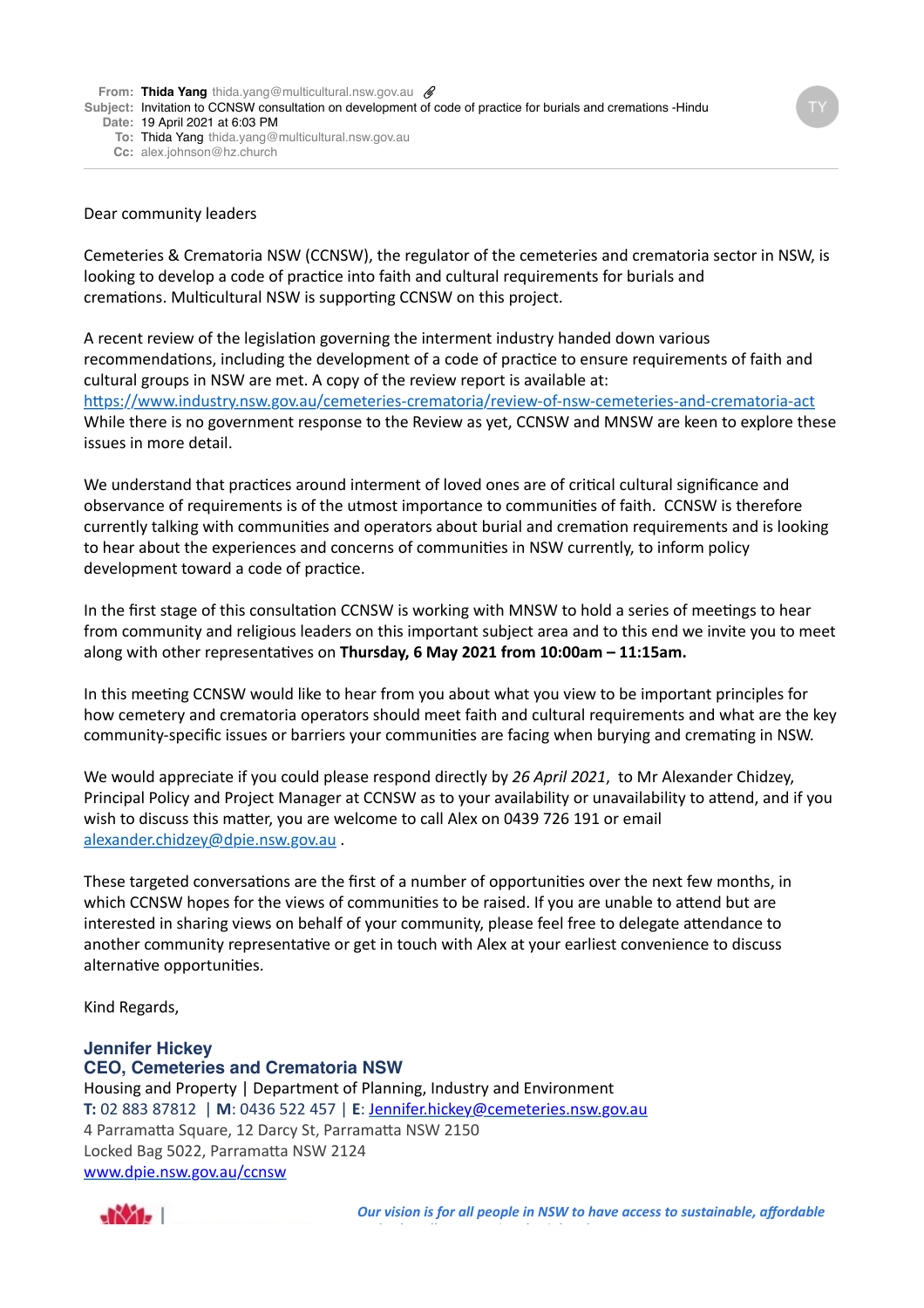**From:** Thida Yang thida.yang@multicultural.nsw.gov.au
**Subject:** Invitation to CCNSW consultation on development of code of practice for burials and cremations -Hindu
**Date:** 19 April 2021 at 6:03 PM
**To:** Thida Yang thida.yang@multicultural.nsw.gov.au
**Cc:** alex.johnson@hz.church

---

Dear community leaders

Cemeteries & Crematoria NSW (CCNSW), the regulator of the cemeteries and crematoria sector in NSW, is looking to develop a code of practice into faith and cultural requirements for burials and cremations. Multicultural NSW is supporting CCNSW on this project.

A recent review of the legislation governing the interment industry handed down various recommendations, including the development of a code of practice to ensure requirements of faith and cultural groups in NSW are met. A copy of the review report is available at: [https://www.industry.nsw.gov.au/cemeteries-crematoria/review-of-nsw-cemeteries-and-crematoria-act](https://www.industry.nsw.gov.au/cemeteries-crematoria/review-of-nsw-cemeteries-and-crematoria-act)
While there is no government response to the Review as yet, CCNSW and MNSW are keen to explore these issues in more detail.

We understand that practices around interment of loved ones are of critical cultural significance and observance of requirements is of the utmost importance to communities of faith. CCNSW is therefore currently talking with communities and operators about burial and cremation requirements and is looking to hear about the experiences and concerns of communities in NSW currently, to inform policy development toward a code of practice.

In the first stage of this consultation CCNSW is working with MNSW to hold a series of meetings to hear from community and religious leaders on this important subject area and to this end we invite you to meet along with other representatives on **Thursday, 6 May 2021 from 10:00am – 11:15am.**

In this meeting CCNSW would like to hear from you about what you view to be important principles for how cemetery and crematoria operators should meet faith and cultural requirements and what are the key community-specific issues or barriers your communities are facing when burying and cremating in NSW.

We would appreciate if you could please respond directly by *26 April 2021*, to Mr Alexander Chidzey, Principal Policy and Project Manager at CCNSW as to your availability or unavailability to attend, and if you wish to discuss this matter, you are welcome to call Alex on 0439 726 191 or email [alexander.chidzey@dpie.nsw.gov.au](mailto:alexander.chidzey@dpie.nsw.gov.au) .

These targeted conversations are the first of a number of opportunities over the next few months, in which CCNSW hopes for the views of communities to be raised. If you are unable to attend but are interested in sharing views on behalf of your community, please feel free to delegate attendance to another community representative or get in touch with Alex at your earliest convenience to discuss alternative opportunities.

Kind Regards,

**Jennifer Hickey**
**CEO, Cemeteries and Crematoria NSW**
Housing and Property | Department of Planning, Industry and Environment
**T:** 02 883 87812 | **M:** 0436 522 457 | **E:** [Jennifer.hickey@cemeteries.nsw.gov.au](mailto:Jennifer.hickey@cemeteries.nsw.gov.au)
4 Parramatta Square, 12 Darcy St, Parramatta NSW 2150
Locked Bag 5022, Parramatta NSW 2124
[www.dpie.nsw.gov.au/ccnsw](http://www.dpie.nsw.gov.au/ccnsw)

*Our vision is for all people in NSW to have access to sustainable, affordable*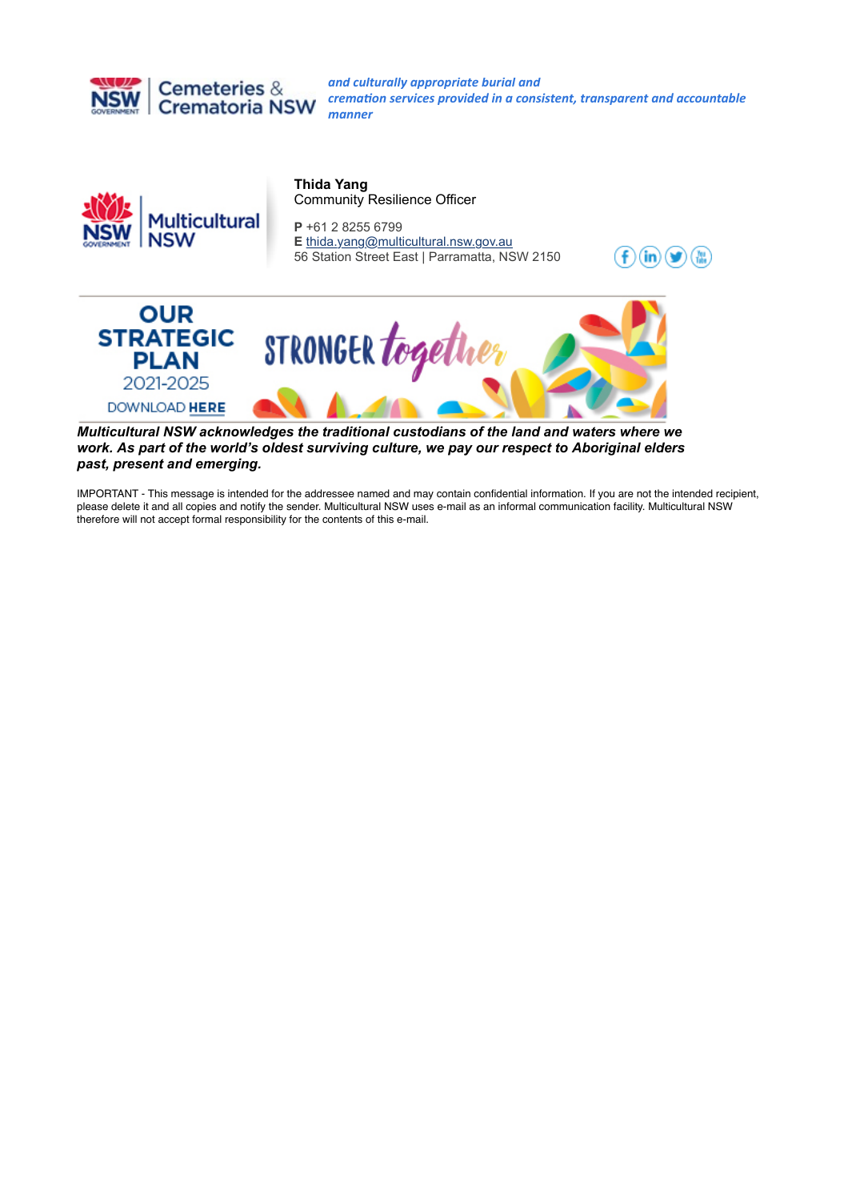Cemeteries & Crematoria NSW

*and culturally appropriate burial and cremation services provided in a consistent, transparent and accountable manner*

Multicultural NSW

**Thida Yang**
Community Resilience Officer

**P** +61 2 8255 6799
**E** thida.yang@multicultural.nsw.gov.au
56 Station Street East | Parramatta, NSW 2150

OUR STRATEGIC PLAN 2021-2025
DOWNLOAD **HERE**

STRONGER together

***Multicultural NSW acknowledges the traditional custodians of the land and waters where we work. As part of the world's oldest surviving culture, we pay our respect to Aboriginal elders past, present and emerging.***

IMPORTANT - This message is intended for the addressee named and may contain confidential information. If you are not the intended recipient, please delete it and all copies and notify the sender. Multicultural NSW uses e-mail as an informal communication facility. Multicultural NSW therefore will not accept formal responsibility for the contents of this e-mail.